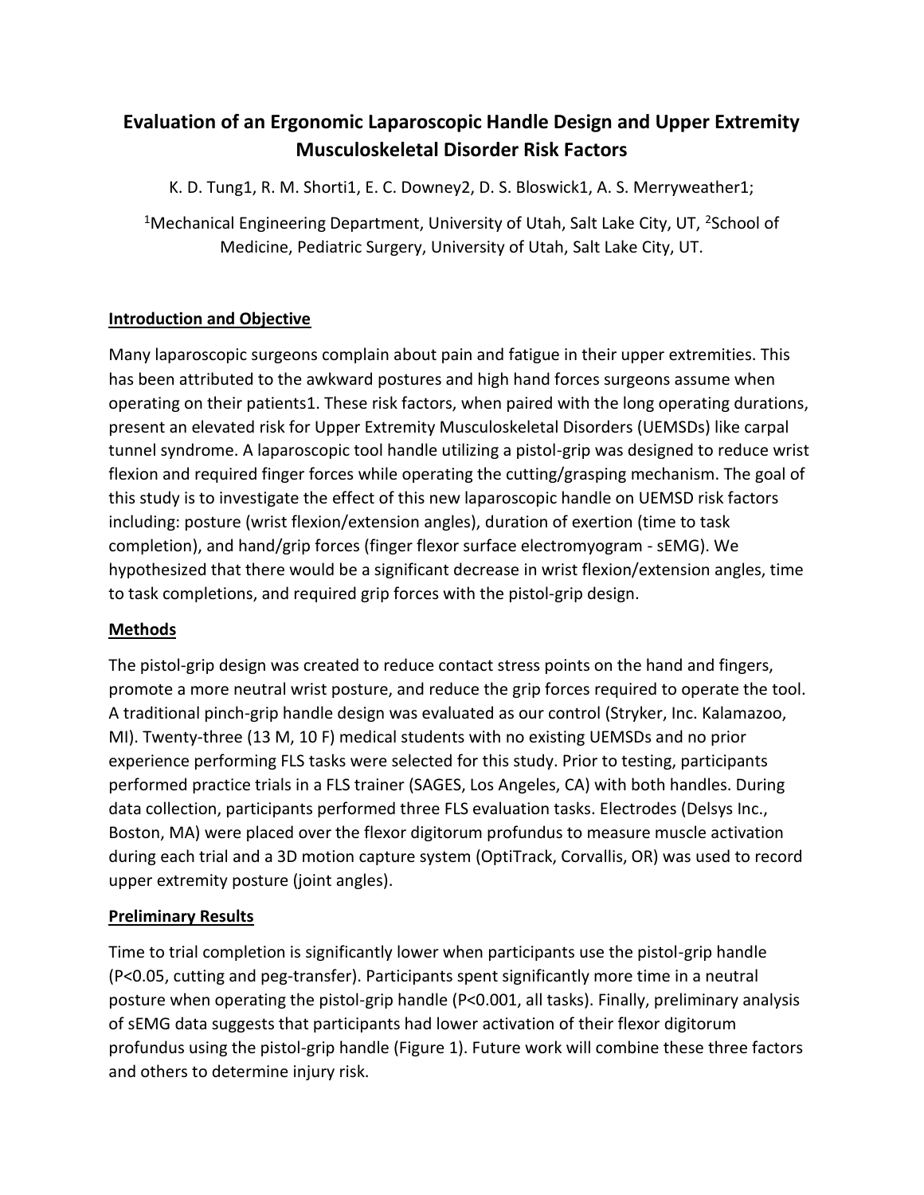# Evaluation of an Ergonomic Laparoscopic Handle Design and Upper Extremity Musculoskeletal Disorder Risk Factors

K. D. Tung1, R. M. Shorti1, E. C. Downey2, D. S. Bloswick1, A. S. Merryweather1;

[1]Mechanical Engineering Department, University of Utah, Salt Lake City, UT, [2]School of Medicine, Pediatric Surgery, University of Utah, Salt Lake City, UT.

## Introduction and Objective

Many laparoscopic surgeons complain about pain and fatigue in their upper extremities. This has been attributed to the awkward postures and high hand forces surgeons assume when operating on their patients1. These risk factors, when paired with the long operating durations, present an elevated risk for Upper Extremity Musculoskeletal Disorders (UEMSDs) like carpal tunnel syndrome. A laparoscopic tool handle utilizing a pistol-grip was designed to reduce wrist flexion and required finger forces while operating the cutting/grasping mechanism. The goal of this study is to investigate the effect of this new laparoscopic handle on UEMSD risk factors including: posture (wrist flexion/extension angles), duration of exertion (time to task completion), and hand/grip forces (finger flexor surface electromyogram - sEMG). We hypothesized that there would be a significant decrease in wrist flexion/extension angles, time to task completions, and required grip forces with the pistol-grip design.

## Methods

The pistol-grip design was created to reduce contact stress points on the hand and fingers, promote a more neutral wrist posture, and reduce the grip forces required to operate the tool. A traditional pinch-grip handle design was evaluated as our control (Stryker, Inc. Kalamazoo, MI). Twenty-three (13 M, 10 F) medical students with no existing UEMSDs and no prior experience performing FLS tasks were selected for this study. Prior to testing, participants performed practice trials in a FLS trainer (SAGES, Los Angeles, CA) with both handles. During data collection, participants performed three FLS evaluation tasks. Electrodes (Delsys Inc., Boston, MA) were placed over the flexor digitorum profundus to measure muscle activation during each trial and a 3D motion capture system (OptiTrack, Corvallis, OR) was used to record upper extremity posture (joint angles).

## Preliminary Results

Time to trial completion is significantly lower when participants use the pistol-grip handle ($P<0.05$, cutting and peg-transfer). Participants spent significantly more time in a neutral posture when operating the pistol-grip handle ($P<0.001$, all tasks). Finally, preliminary analysis of sEMG data suggests that participants had lower activation of their flexor digitorum profundus using the pistol-grip handle (Figure 1). Future work will combine these three factors and others to determine injury risk.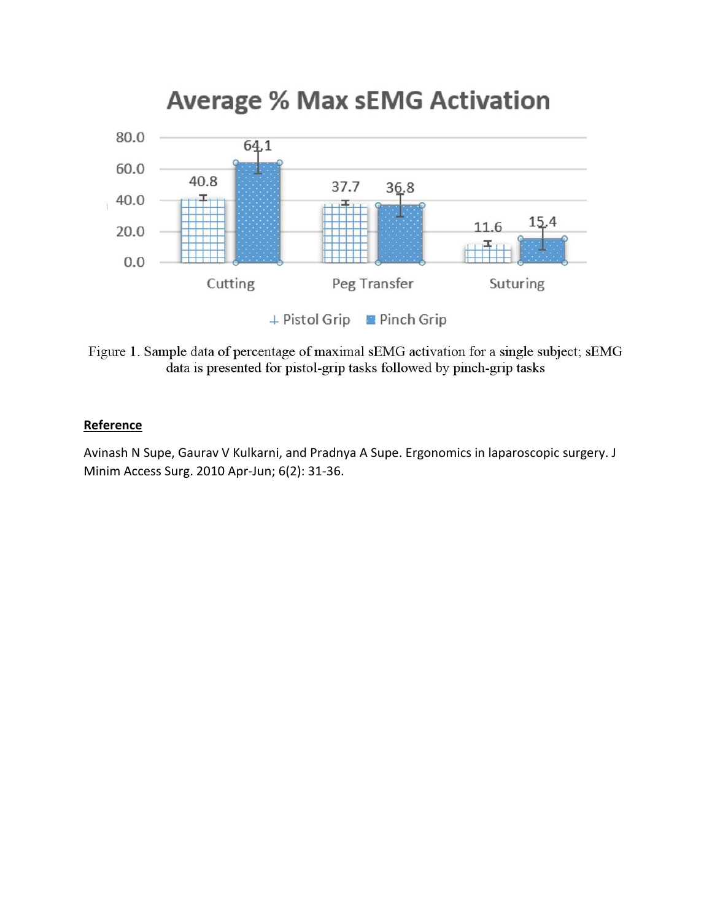Average % Max sEMG Activation

80.0
60.0
40.0
20.0
0.0

40.8
64.1
37.7
36.8
11.6
15.4

Cutting
Peg Transfer
Suturing

Pistol Grip
Pinch Grip

Figure 1. Sample data of percentage of maximal sEMG activation for a single subject; sEMG data is presented for pistol-grip tasks followed by pinch-grip tasks

**Reference**

Avinash N Supe, Gaurav V Kulkarni, and Pradnya A Supe. Ergonomics in laparoscopic surgery. J Minim Access Surg. 2010 Apr-Jun; 6(2): 31-36.